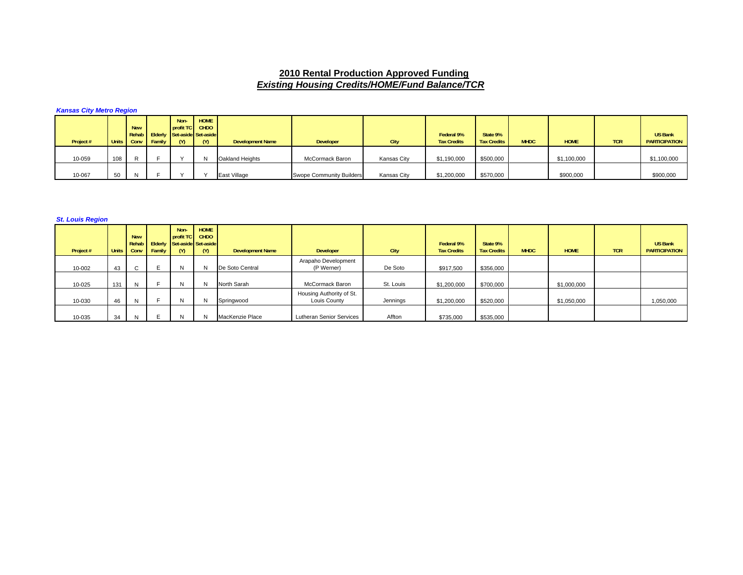## 2010 Rental Production Approved Funding

## *Existing Housing Credits/HOME/Fund Balance/TCR*

***Kansas City Metro Region***

| Project # | Units | New Rehab Conv | Elderly Family | Non-profit TC Set-aside (Y) | HOME CHDO Set-aside (Y) | Development Name | Developer | City | Federal 9% Tax Credits | State 9% Tax Credits | MHDC | HOME | TCR | US Bank PARTICIPATION |
|---|---|---|---|---|---|---|---|---|---|---|---|---|---|---|
| 10-059 | 108 | R | F | Y | N | Oakland Heights | McCormack Baron | Kansas City | $1,190,000 | $500,000 | | $1,100,000 | | $1,100,000 |
| 10-067 | 50 | N | F | Y | Y | East Village | Swope Community Builders | Kansas City | $1,200,000 | $570,000 | | $900,000 | | $900,000 |

***St. Louis Region***

| Project # | Units | New Rehab Conv | Elderly Family | Non-profit TC Set-aside (Y) | HOME CHDO Set-aside (Y) | Development Name | Developer | City | Federal 9% Tax Credits | State 9% Tax Credits | MHDC | HOME | TCR | US Bank PARTICIPATION |
|---|---|---|---|---|---|---|---|---|---|---|---|---|---|---|
| 10-002 | 43 | C | E | N | N | De Soto Central | Arapaho Development (P Werner) | De Soto | $917,500 | $356,000 | | | | |
| 10-025 | 131 | N | F | N | N | North Sarah | McCormack Baron | St. Louis | $1,200,000 | $700,000 | | $1,000,000 | | |
| 10-030 | 46 | N | F | N | N | Springwood | Housing Authority of St. Louis County | Jennings | $1,200,000 | $520,000 | | $1,050,000 | | 1,050,000 |
| 10-035 | 34 | N | E | N | N | MacKenzie Place | Lutheran Senior Services | Affton | $735,000 | $535,000 | | | | |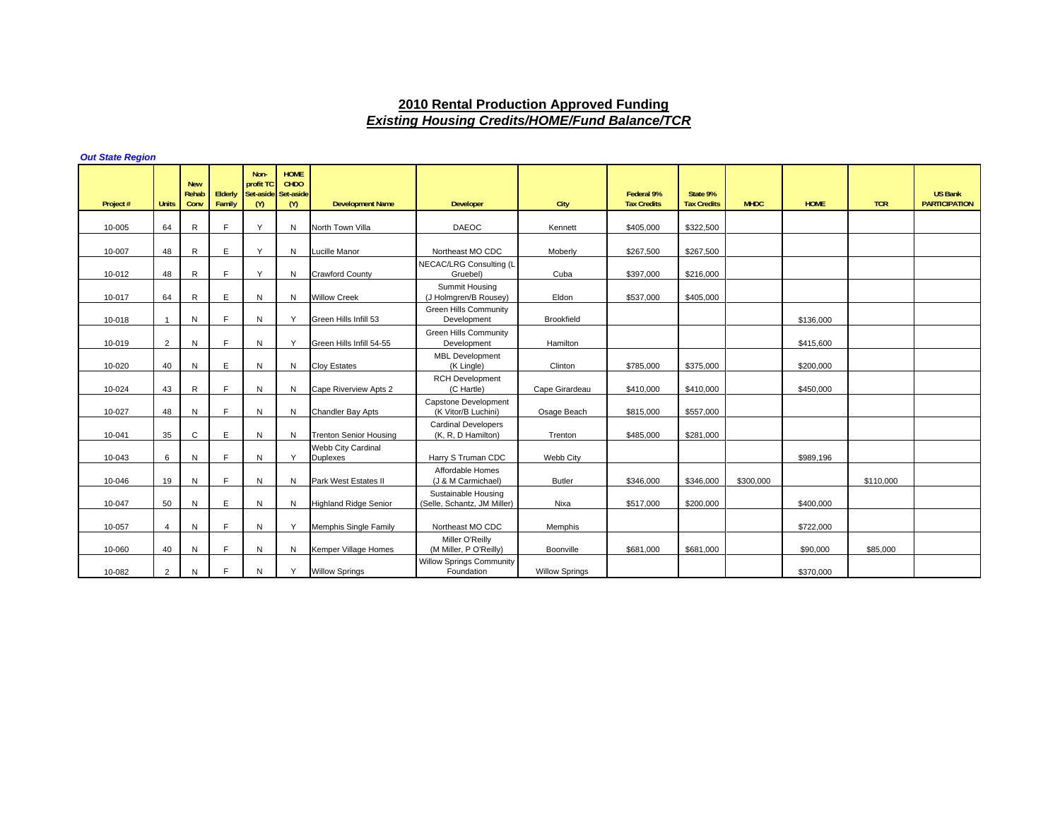## 2010 Rental Production Approved Funding

## *Existing Housing Credits/HOME/Fund Balance/TCR*

***Out State Region***

| Project # | Units | New Rehab Conv | Elderly Family | Non-profit TC Set-aside (Y) | HOME CHDO Set-aside (Y) | Development Name | Developer | City | Federal 9% Tax Credits | State 9% Tax Credits | MHDC | HOME | TCR | US Bank PARTICIPATION |
|---|---|---|---|---|---|---|---|---|---|---|---|---|---|---|
| 10-005 | 64 | R | F | Y | N | North Town Villa | DAEOC | Kennett | $405,000 | $322,500 | | | | |
| 10-007 | 48 | R | E | Y | N | Lucille Manor | Northeast MO CDC | Moberly | $267,500 | $267,500 | | | | |
| 10-012 | 48 | R | F | Y | N | Crawford County | NECAC/LRG Consulting (L Gruebel) | Cuba | $397,000 | $216,000 | | | | |
| 10-017 | 64 | R | E | N | N | Willow Creek | Summit Housing (J Holmgren/B Rousey) | Eldon | $537,000 | $405,000 | | | | |
| 10-018 | 1 | N | F | N | Y | Green Hills Infill 53 | Green Hills Community Development | Brookfield | | | | $136,000 | | |
| 10-019 | 2 | N | F | N | Y | Green Hills Infill 54-55 | Green Hills Community Development | Hamilton | | | | $415,600 | | |
| 10-020 | 40 | N | E | N | N | Cloy Estates | MBL Development (K Lingle) | Clinton | $785,000 | $375,000 | | $200,000 | | |
| 10-024 | 43 | R | F | N | N | Cape Riverview Apts 2 | RCH Development (C Hartle) | Cape Girardeau | $410,000 | $410,000 | | $450,000 | | |
| 10-027 | 48 | N | F | N | N | Chandler Bay Apts | Capstone Development (K Vitor/B Luchini) | Osage Beach | $815,000 | $557,000 | | | | |
| 10-041 | 35 | C | E | N | N | Trenton Senior Housing | Cardinal Developers (K, R, D Hamilton) | Trenton | $485,000 | $281,000 | | | | |
| 10-043 | 6 | N | F | N | Y | Webb City Cardinal Duplexes | Harry S Truman CDC | Webb City | | | | $989,196 | | |
| 10-046 | 19 | N | F | N | N | Park West Estates II | Affordable Homes (J & M Carmichael) | Butler | $346,000 | $346,000 | $300,000 | | $110,000 | |
| 10-047 | 50 | N | E | N | N | Highland Ridge Senior | Sustainable Housing (Selle, Schantz, JM Miller) | Nixa | $517,000 | $200,000 | | $400,000 | | |
| 10-057 | 4 | N | F | N | Y | Memphis Single Family | Northeast MO CDC | Memphis | | | | $722,000 | | |
| 10-060 | 40 | N | F | N | N | Kemper Village Homes | Miller O'Reilly (M Miller, P O'Reilly) | Boonville | $681,000 | $681,000 | | $90,000 | $85,000 | |
| 10-082 | 2 | N | F | N | Y | Willow Springs | Willow Springs Community Foundation | Willow Springs | | | | $370,000 | | |